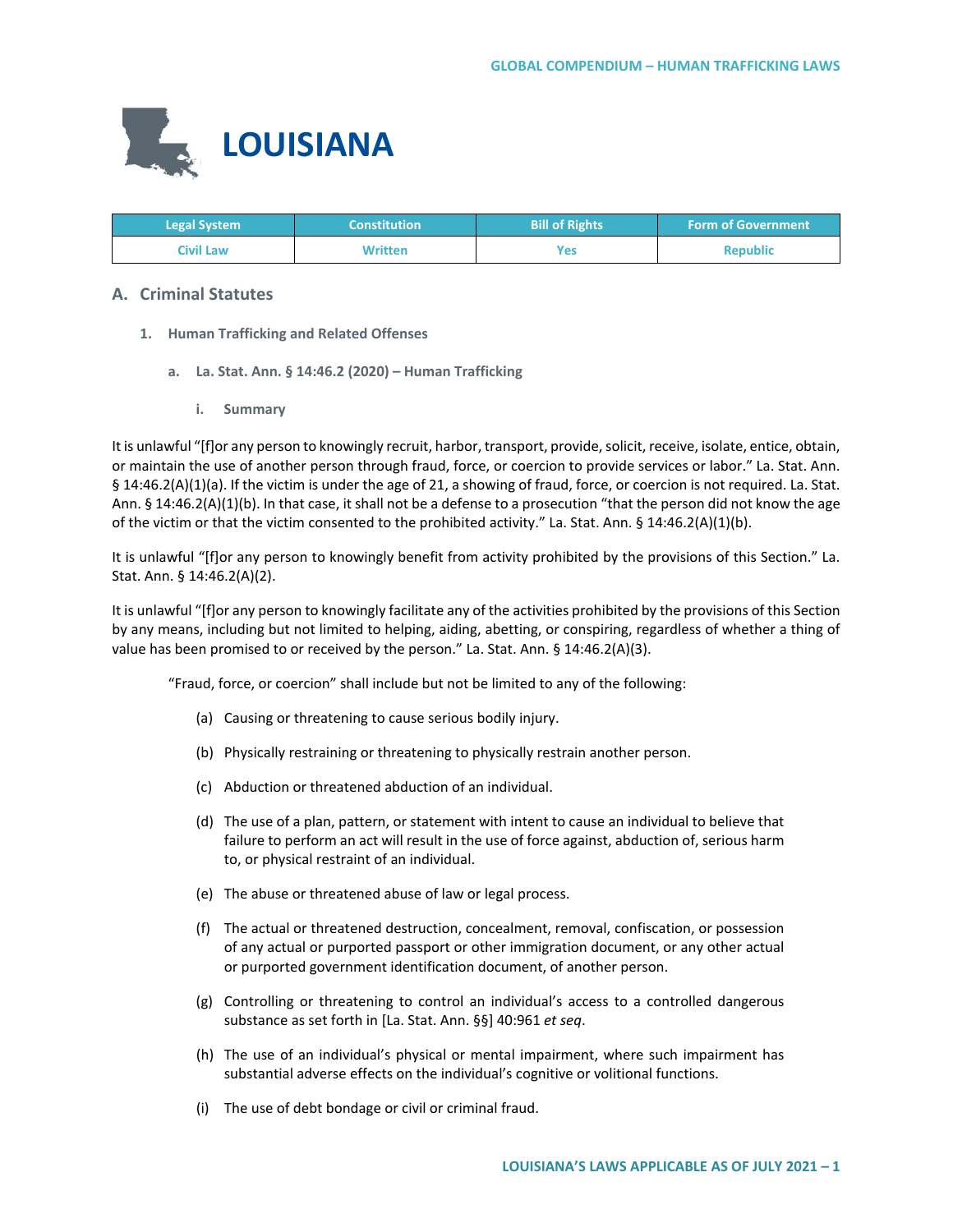# LOUISIANA

| Legal System | Constitution | Bill of Rights | Form of Government |
|---|---|---|---|
| Civil Law | Written | Yes | Republic |

## A. Criminal Statutes

### 1. Human Trafficking and Related Offenses

#### a. La. Stat. Ann. § 14:46.2 (2020) – Human Trafficking

##### i. Summary

It is unlawful "[f]or any person to knowingly recruit, harbor, transport, provide, solicit, receive, isolate, entice, obtain, or maintain the use of another person through fraud, force, or coercion to provide services or labor." La. Stat. Ann. § 14:46.2(A)(1)(a). If the victim is under the age of 21, a showing of fraud, force, or coercion is not required. La. Stat. Ann. § 14:46.2(A)(1)(b). In that case, it shall not be a defense to a prosecution "that the person did not know the age of the victim or that the victim consented to the prohibited activity." La. Stat. Ann. § 14:46.2(A)(1)(b).

It is unlawful "[f]or any person to knowingly benefit from activity prohibited by the provisions of this Section." La. Stat. Ann. § 14:46.2(A)(2).

It is unlawful "[f]or any person to knowingly facilitate any of the activities prohibited by the provisions of this Section by any means, including but not limited to helping, aiding, abetting, or conspiring, regardless of whether a thing of value has been promised to or received by the person." La. Stat. Ann. § 14:46.2(A)(3).

"Fraud, force, or coercion" shall include but not be limited to any of the following:

(a) Causing or threatening to cause serious bodily injury.

(b) Physically restraining or threatening to physically restrain another person.

(c) Abduction or threatened abduction of an individual.

(d) The use of a plan, pattern, or statement with intent to cause an individual to believe that failure to perform an act will result in the use of force against, abduction of, serious harm to, or physical restraint of an individual.

(e) The abuse or threatened abuse of law or legal process.

(f) The actual or threatened destruction, concealment, removal, confiscation, or possession of any actual or purported passport or other immigration document, or any other actual or purported government identification document, of another person.

(g) Controlling or threatening to control an individual's access to a controlled dangerous substance as set forth in [La. Stat. Ann. §§] 40:961 *et seq*.

(h) The use of an individual's physical or mental impairment, where such impairment has substantial adverse effects on the individual's cognitive or volitional functions.

(i) The use of debt bondage or civil or criminal fraud.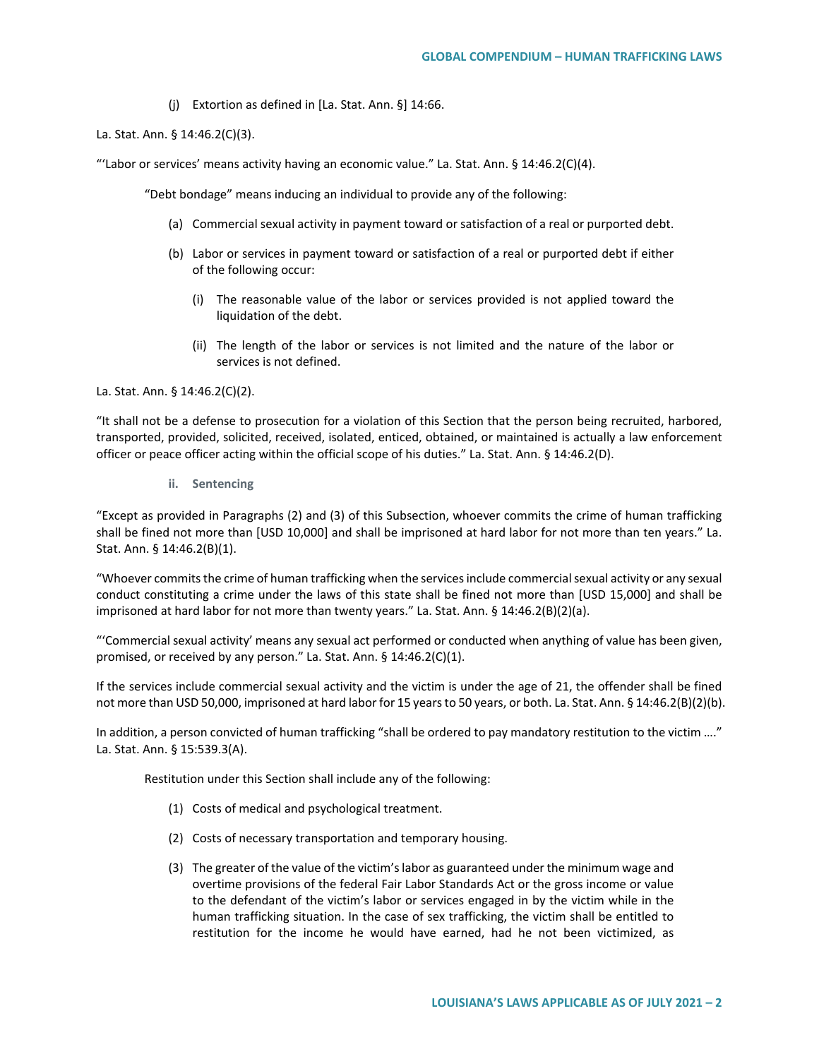(j) Extortion as defined in [La. Stat. Ann. §] 14:66.

La. Stat. Ann. § 14:46.2(C)(3).

"'Labor or services' means activity having an economic value." La. Stat. Ann. § 14:46.2(C)(4).

> "Debt bondage" means inducing an individual to provide any of the following:
>
> (a) Commercial sexual activity in payment toward or satisfaction of a real or purported debt.
>
> (b) Labor or services in payment toward or satisfaction of a real or purported debt if either of the following occur:
>
> (i) The reasonable value of the labor or services provided is not applied toward the liquidation of the debt.
>
> (ii) The length of the labor or services is not limited and the nature of the labor or services is not defined.

La. Stat. Ann. § 14:46.2(C)(2).

"It shall not be a defense to prosecution for a violation of this Section that the person being recruited, harbored, transported, provided, solicited, received, isolated, enticed, obtained, or maintained is actually a law enforcement officer or peace officer acting within the official scope of his duties." La. Stat. Ann. § 14:46.2(D).

#### ii. Sentencing

"Except as provided in Paragraphs (2) and (3) of this Subsection, whoever commits the crime of human trafficking shall be fined not more than [USD 10,000] and shall be imprisoned at hard labor for not more than ten years." La. Stat. Ann. § 14:46.2(B)(1).

"Whoever commits the crime of human trafficking when the services include commercial sexual activity or any sexual conduct constituting a crime under the laws of this state shall be fined not more than [USD 15,000] and shall be imprisoned at hard labor for not more than twenty years." La. Stat. Ann. § 14:46.2(B)(2)(a).

"'Commercial sexual activity' means any sexual act performed or conducted when anything of value has been given, promised, or received by any person." La. Stat. Ann. § 14:46.2(C)(1).

If the services include commercial sexual activity and the victim is under the age of 21, the offender shall be fined not more than USD 50,000, imprisoned at hard labor for 15 years to 50 years, or both. La. Stat. Ann. § 14:46.2(B)(2)(b).

In addition, a person convicted of human trafficking "shall be ordered to pay mandatory restitution to the victim …." La. Stat. Ann. § 15:539.3(A).

> Restitution under this Section shall include any of the following:
>
> (1) Costs of medical and psychological treatment.
>
> (2) Costs of necessary transportation and temporary housing.
>
> (3) The greater of the value of the victim's labor as guaranteed under the minimum wage and overtime provisions of the federal Fair Labor Standards Act or the gross income or value to the defendant of the victim's labor or services engaged in by the victim while in the human trafficking situation. In the case of sex trafficking, the victim shall be entitled to restitution for the income he would have earned, had he not been victimized, as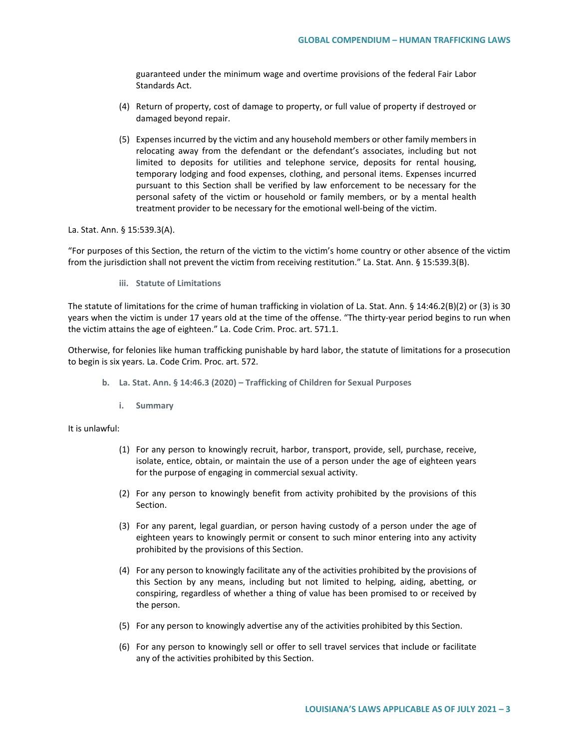guaranteed under the minimum wage and overtime provisions of the federal Fair Labor Standards Act.

(4) Return of property, cost of damage to property, or full value of property if destroyed or damaged beyond repair.

(5) Expenses incurred by the victim and any household members or other family members in relocating away from the defendant or the defendant's associates, including but not limited to deposits for utilities and telephone service, deposits for rental housing, temporary lodging and food expenses, clothing, and personal items. Expenses incurred pursuant to this Section shall be verified by law enforcement to be necessary for the personal safety of the victim or household or family members, or by a mental health treatment provider to be necessary for the emotional well-being of the victim.

La. Stat. Ann. § 15:539.3(A).

"For purposes of this Section, the return of the victim to the victim's home country or other absence of the victim from the jurisdiction shall not prevent the victim from receiving restitution." La. Stat. Ann. § 15:539.3(B).

#### iii. Statute of Limitations

The statute of limitations for the crime of human trafficking in violation of La. Stat. Ann. § 14:46.2(B)(2) or (3) is 30 years when the victim is under 17 years old at the time of the offense. "The thirty-year period begins to run when the victim attains the age of eighteen." La. Code Crim. Proc. art. 571.1.

Otherwise, for felonies like human trafficking punishable by hard labor, the statute of limitations for a prosecution to begin is six years. La. Code Crim. Proc. art. 572.

### b. La. Stat. Ann. § 14:46.3 (2020) – Trafficking of Children for Sexual Purposes

#### i. Summary

It is unlawful:

(1) For any person to knowingly recruit, harbor, transport, provide, sell, purchase, receive, isolate, entice, obtain, or maintain the use of a person under the age of eighteen years for the purpose of engaging in commercial sexual activity.

(2) For any person to knowingly benefit from activity prohibited by the provisions of this Section.

(3) For any parent, legal guardian, or person having custody of a person under the age of eighteen years to knowingly permit or consent to such minor entering into any activity prohibited by the provisions of this Section.

(4) For any person to knowingly facilitate any of the activities prohibited by the provisions of this Section by any means, including but not limited to helping, aiding, abetting, or conspiring, regardless of whether a thing of value has been promised to or received by the person.

(5) For any person to knowingly advertise any of the activities prohibited by this Section.

(6) For any person to knowingly sell or offer to sell travel services that include or facilitate any of the activities prohibited by this Section.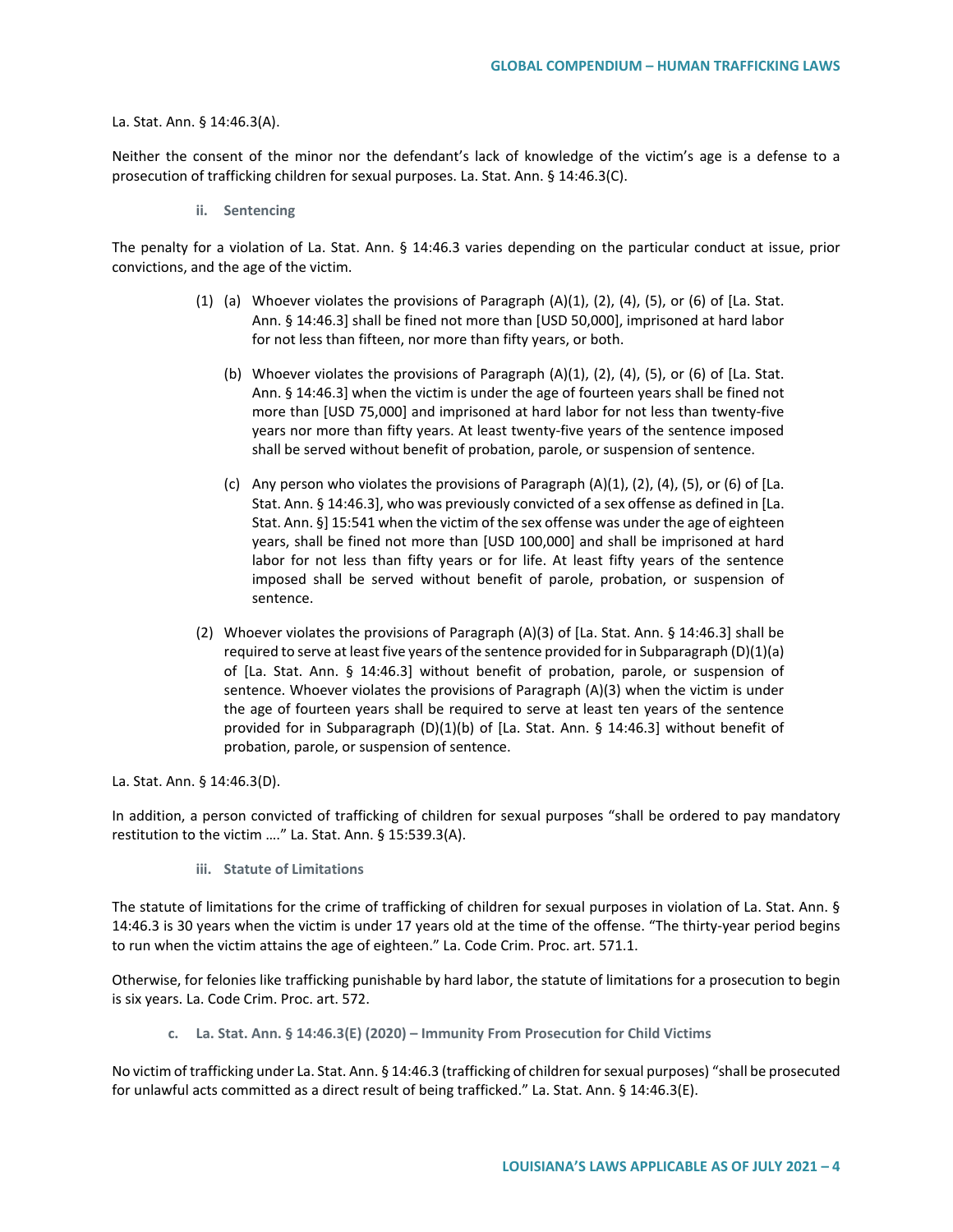La. Stat. Ann. § 14:46.3(A).

Neither the consent of the minor nor the defendant's lack of knowledge of the victim's age is a defense to a prosecution of trafficking children for sexual purposes. La. Stat. Ann. § 14:46.3(C).

#### ii. Sentencing

The penalty for a violation of La. Stat. Ann. § 14:46.3 varies depending on the particular conduct at issue, prior convictions, and the age of the victim.

> (1) (a) Whoever violates the provisions of Paragraph (A)(1), (2), (4), (5), or (6) of [La. Stat. Ann. § 14:46.3] shall be fined not more than [USD 50,000], imprisoned at hard labor for not less than fifteen, nor more than fifty years, or both.
>
> (b) Whoever violates the provisions of Paragraph (A)(1), (2), (4), (5), or (6) of [La. Stat. Ann. § 14:46.3] when the victim is under the age of fourteen years shall be fined not more than [USD 75,000] and imprisoned at hard labor for not less than twenty-five years nor more than fifty years. At least twenty-five years of the sentence imposed shall be served without benefit of probation, parole, or suspension of sentence.
>
> (c) Any person who violates the provisions of Paragraph (A)(1), (2), (4), (5), or (6) of [La. Stat. Ann. § 14:46.3], who was previously convicted of a sex offense as defined in [La. Stat. Ann. §] 15:541 when the victim of the sex offense was under the age of eighteen years, shall be fined not more than [USD 100,000] and shall be imprisoned at hard labor for not less than fifty years or for life. At least fifty years of the sentence imposed shall be served without benefit of parole, probation, or suspension of sentence.
>
> (2) Whoever violates the provisions of Paragraph (A)(3) of [La. Stat. Ann. § 14:46.3] shall be required to serve at least five years of the sentence provided for in Subparagraph (D)(1)(a) of [La. Stat. Ann. § 14:46.3] without benefit of probation, parole, or suspension of sentence. Whoever violates the provisions of Paragraph (A)(3) when the victim is under the age of fourteen years shall be required to serve at least ten years of the sentence provided for in Subparagraph (D)(1)(b) of [La. Stat. Ann. § 14:46.3] without benefit of probation, parole, or suspension of sentence.

La. Stat. Ann. § 14:46.3(D).

In addition, a person convicted of trafficking of children for sexual purposes "shall be ordered to pay mandatory restitution to the victim …." La. Stat. Ann. § 15:539.3(A).

#### iii. Statute of Limitations

The statute of limitations for the crime of trafficking of children for sexual purposes in violation of La. Stat. Ann. § 14:46.3 is 30 years when the victim is under 17 years old at the time of the offense. "The thirty-year period begins to run when the victim attains the age of eighteen." La. Code Crim. Proc. art. 571.1.

Otherwise, for felonies like trafficking punishable by hard labor, the statute of limitations for a prosecution to begin is six years. La. Code Crim. Proc. art. 572.

### c. La. Stat. Ann. § 14:46.3(E) (2020) – Immunity From Prosecution for Child Victims

No victim of trafficking under La. Stat. Ann. § 14:46.3 (trafficking of children for sexual purposes) "shall be prosecuted for unlawful acts committed as a direct result of being trafficked." La. Stat. Ann. § 14:46.3(E).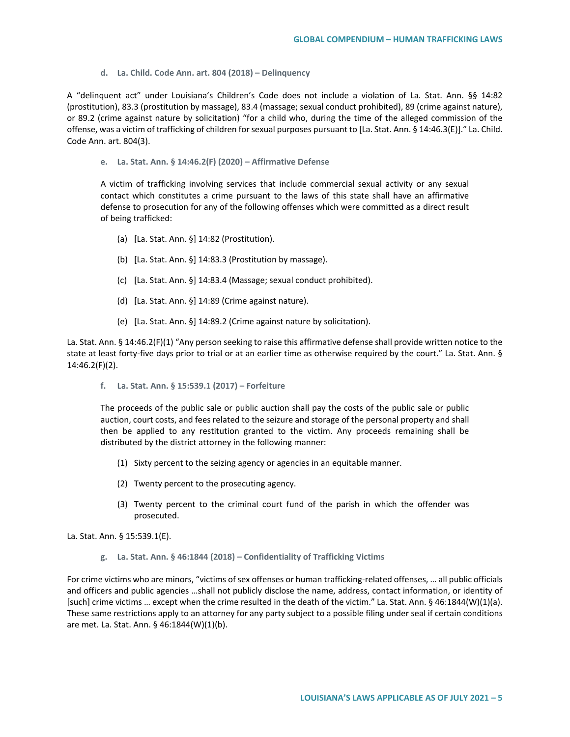#### d. La. Child. Code Ann. art. 804 (2018) – Delinquency

A "delinquent act" under Louisiana's Children's Code does not include a violation of La. Stat. Ann. §§ 14:82 (prostitution), 83.3 (prostitution by massage), 83.4 (massage; sexual conduct prohibited), 89 (crime against nature), or 89.2 (crime against nature by solicitation) "for a child who, during the time of the alleged commission of the offense, was a victim of trafficking of children for sexual purposes pursuant to [La. Stat. Ann. § 14:46.3(E)]." La. Child. Code Ann. art. 804(3).

#### e. La. Stat. Ann. § 14:46.2(F) (2020) – Affirmative Defense

> A victim of trafficking involving services that include commercial sexual activity or any sexual contact which constitutes a crime pursuant to the laws of this state shall have an affirmative defense to prosecution for any of the following offenses which were committed as a direct result of being trafficked:
>
> (a) [La. Stat. Ann. §] 14:82 (Prostitution).
>
> (b) [La. Stat. Ann. §] 14:83.3 (Prostitution by massage).
>
> (c) [La. Stat. Ann. §] 14:83.4 (Massage; sexual conduct prohibited).
>
> (d) [La. Stat. Ann. §] 14:89 (Crime against nature).
>
> (e) [La. Stat. Ann. §] 14:89.2 (Crime against nature by solicitation).

La. Stat. Ann. § 14:46.2(F)(1) "Any person seeking to raise this affirmative defense shall provide written notice to the state at least forty-five days prior to trial or at an earlier time as otherwise required by the court." La. Stat. Ann. § 14:46.2(F)(2).

#### f. La. Stat. Ann. § 15:539.1 (2017) – Forfeiture

> The proceeds of the public sale or public auction shall pay the costs of the public sale or public auction, court costs, and fees related to the seizure and storage of the personal property and shall then be applied to any restitution granted to the victim. Any proceeds remaining shall be distributed by the district attorney in the following manner:
>
> (1) Sixty percent to the seizing agency or agencies in an equitable manner.
>
> (2) Twenty percent to the prosecuting agency.
>
> (3) Twenty percent to the criminal court fund of the parish in which the offender was prosecuted.

La. Stat. Ann. § 15:539.1(E).

#### g. La. Stat. Ann. § 46:1844 (2018) – Confidentiality of Trafficking Victims

For crime victims who are minors, "victims of sex offenses or human trafficking-related offenses, … all public officials and officers and public agencies …shall not publicly disclose the name, address, contact information, or identity of [such] crime victims … except when the crime resulted in the death of the victim." La. Stat. Ann. § 46:1844(W)(1)(a). These same restrictions apply to an attorney for any party subject to a possible filing under seal if certain conditions are met. La. Stat. Ann. § 46:1844(W)(1)(b).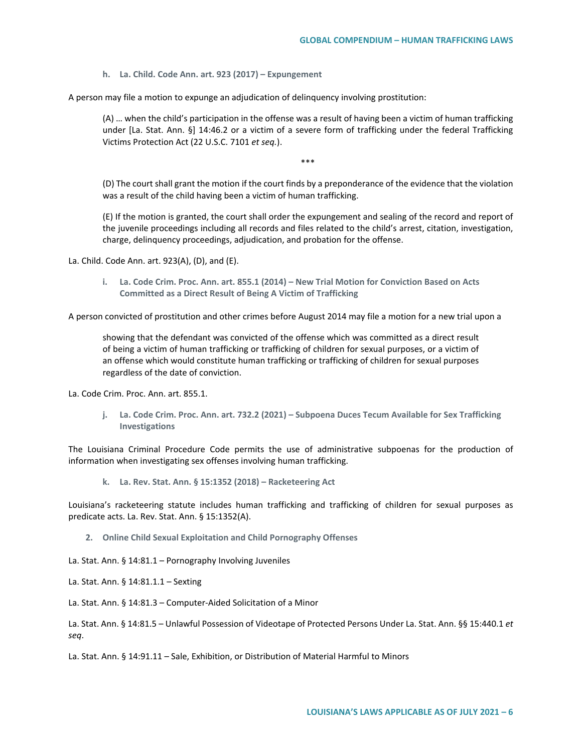#### h. La. Child. Code Ann. art. 923 (2017) – Expungement

A person may file a motion to expunge an adjudication of delinquency involving prostitution:

> (A) … when the child's participation in the offense was a result of having been a victim of human trafficking under [La. Stat. Ann. §] 14:46.2 or a victim of a severe form of trafficking under the federal Trafficking Victims Protection Act (22 U.S.C. 7101 *et seq.*).
>
> ***
>
> (D) The court shall grant the motion if the court finds by a preponderance of the evidence that the violation was a result of the child having been a victim of human trafficking.
>
> (E) If the motion is granted, the court shall order the expungement and sealing of the record and report of the juvenile proceedings including all records and files related to the child's arrest, citation, investigation, charge, delinquency proceedings, adjudication, and probation for the offense.

La. Child. Code Ann. art. 923(A), (D), and (E).

#### i. La. Code Crim. Proc. Ann. art. 855.1 (2014) – New Trial Motion for Conviction Based on Acts Committed as a Direct Result of Being A Victim of Trafficking

A person convicted of prostitution and other crimes before August 2014 may file a motion for a new trial upon a

> showing that the defendant was convicted of the offense which was committed as a direct result of being a victim of human trafficking or trafficking of children for sexual purposes, or a victim of an offense which would constitute human trafficking or trafficking of children for sexual purposes regardless of the date of conviction.

La. Code Crim. Proc. Ann. art. 855.1.

#### j. La. Code Crim. Proc. Ann. art. 732.2 (2021) – Subpoena Duces Tecum Available for Sex Trafficking Investigations

The Louisiana Criminal Procedure Code permits the use of administrative subpoenas for the production of information when investigating sex offenses involving human trafficking.

#### k. La. Rev. Stat. Ann. § 15:1352 (2018) – Racketeering Act

Louisiana's racketeering statute includes human trafficking and trafficking of children for sexual purposes as predicate acts. La. Rev. Stat. Ann. § 15:1352(A).

### 2. Online Child Sexual Exploitation and Child Pornography Offenses

La. Stat. Ann. § 14:81.1 – Pornography Involving Juveniles

La. Stat. Ann. § 14:81.1.1 – Sexting

La. Stat. Ann. § 14:81.3 – Computer-Aided Solicitation of a Minor

La. Stat. Ann. § 14:81.5 – Unlawful Possession of Videotape of Protected Persons Under La. Stat. Ann. §§ 15:440.1 *et seq*.

La. Stat. Ann. § 14:91.11 – Sale, Exhibition, or Distribution of Material Harmful to Minors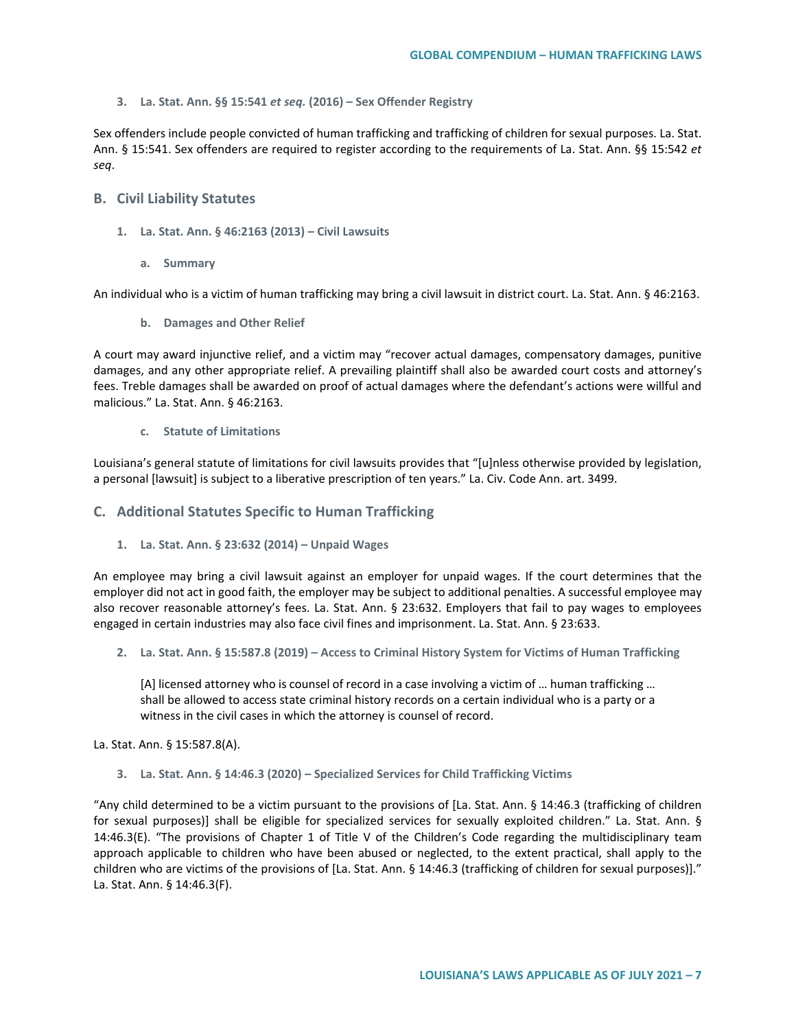### 3. La. Stat. Ann. §§ 15:541 *et seq.* (2016) – Sex Offender Registry

Sex offenders include people convicted of human trafficking and trafficking of children for sexual purposes. La. Stat. Ann. § 15:541. Sex offenders are required to register according to the requirements of La. Stat. Ann. §§ 15:542 *et seq*.

## B. Civil Liability Statutes

### 1. La. Stat. Ann. § 46:2163 (2013) – Civil Lawsuits

#### a. Summary

An individual who is a victim of human trafficking may bring a civil lawsuit in district court. La. Stat. Ann. § 46:2163.

#### b. Damages and Other Relief

A court may award injunctive relief, and a victim may "recover actual damages, compensatory damages, punitive damages, and any other appropriate relief. A prevailing plaintiff shall also be awarded court costs and attorney's fees. Treble damages shall be awarded on proof of actual damages where the defendant's actions were willful and malicious." La. Stat. Ann. § 46:2163.

#### c. Statute of Limitations

Louisiana's general statute of limitations for civil lawsuits provides that "[u]nless otherwise provided by legislation, a personal [lawsuit] is subject to a liberative prescription of ten years." La. Civ. Code Ann. art. 3499.

## C. Additional Statutes Specific to Human Trafficking

### 1. La. Stat. Ann. § 23:632 (2014) – Unpaid Wages

An employee may bring a civil lawsuit against an employer for unpaid wages. If the court determines that the employer did not act in good faith, the employer may be subject to additional penalties. A successful employee may also recover reasonable attorney's fees. La. Stat. Ann. § 23:632. Employers that fail to pay wages to employees engaged in certain industries may also face civil fines and imprisonment. La. Stat. Ann. § 23:633.

### 2. La. Stat. Ann. § 15:587.8 (2019) – Access to Criminal History System for Victims of Human Trafficking

> [A] licensed attorney who is counsel of record in a case involving a victim of … human trafficking … shall be allowed to access state criminal history records on a certain individual who is a party or a witness in the civil cases in which the attorney is counsel of record.

La. Stat. Ann. § 15:587.8(A).

### 3. La. Stat. Ann. § 14:46.3 (2020) – Specialized Services for Child Trafficking Victims

"Any child determined to be a victim pursuant to the provisions of [La. Stat. Ann. § 14:46.3 (trafficking of children for sexual purposes)] shall be eligible for specialized services for sexually exploited children." La. Stat. Ann. § 14:46.3(E). "The provisions of Chapter 1 of Title V of the Children's Code regarding the multidisciplinary team approach applicable to children who have been abused or neglected, to the extent practical, shall apply to the children who are victims of the provisions of [La. Stat. Ann. § 14:46.3 (trafficking of children for sexual purposes)]." La. Stat. Ann. § 14:46.3(F).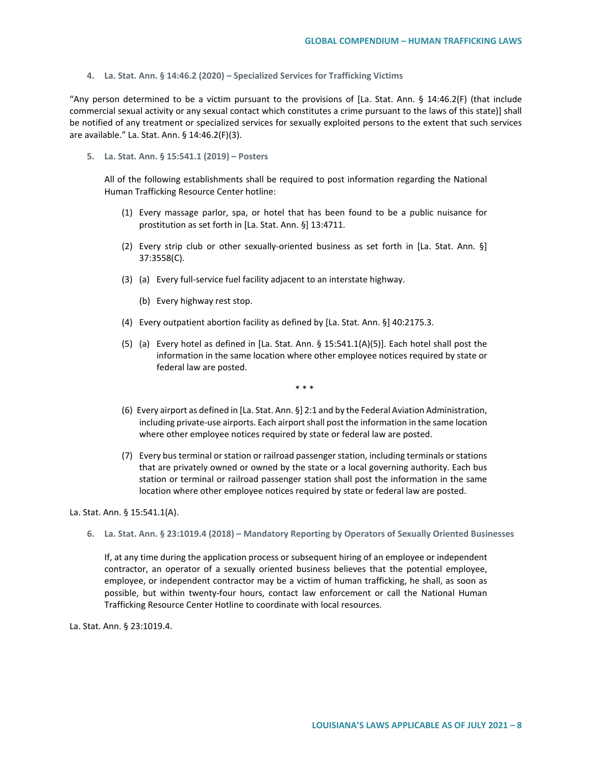4. **La. Stat. Ann. § 14:46.2 (2020) – Specialized Services for Trafficking Victims**

"Any person determined to be a victim pursuant to the provisions of [La. Stat. Ann. § 14:46.2(F) (that include commercial sexual activity or any sexual contact which constitutes a crime pursuant to the laws of this state)] shall be notified of any treatment or specialized services for sexually exploited persons to the extent that such services are available." La. Stat. Ann. § 14:46.2(F)(3).

5. **La. Stat. Ann. § 15:541.1 (2019) – Posters**

All of the following establishments shall be required to post information regarding the National Human Trafficking Resource Center hotline:

(1) Every massage parlor, spa, or hotel that has been found to be a public nuisance for prostitution as set forth in [La. Stat. Ann. §] 13:4711.

(2) Every strip club or other sexually-oriented business as set forth in [La. Stat. Ann. §] 37:3558(C).

(3) (a) Every full-service fuel facility adjacent to an interstate highway.

(b) Every highway rest stop.

(4) Every outpatient abortion facility as defined by [La. Stat. Ann. §] 40:2175.3.

(5) (a) Every hotel as defined in [La. Stat. Ann. § 15:541.1(A)(5)]. Each hotel shall post the information in the same location where other employee notices required by state or federal law are posted.

\* \* \*

(6) Every airport as defined in [La. Stat. Ann. §] 2:1 and by the Federal Aviation Administration, including private-use airports. Each airport shall post the information in the same location where other employee notices required by state or federal law are posted.

(7) Every bus terminal or station or railroad passenger station, including terminals or stations that are privately owned or owned by the state or a local governing authority. Each bus station or terminal or railroad passenger station shall post the information in the same location where other employee notices required by state or federal law are posted.

La. Stat. Ann. § 15:541.1(A).

6. **La. Stat. Ann. § 23:1019.4 (2018) – Mandatory Reporting by Operators of Sexually Oriented Businesses**

If, at any time during the application process or subsequent hiring of an employee or independent contractor, an operator of a sexually oriented business believes that the potential employee, employee, or independent contractor may be a victim of human trafficking, he shall, as soon as possible, but within twenty-four hours, contact law enforcement or call the National Human Trafficking Resource Center Hotline to coordinate with local resources.

La. Stat. Ann. § 23:1019.4.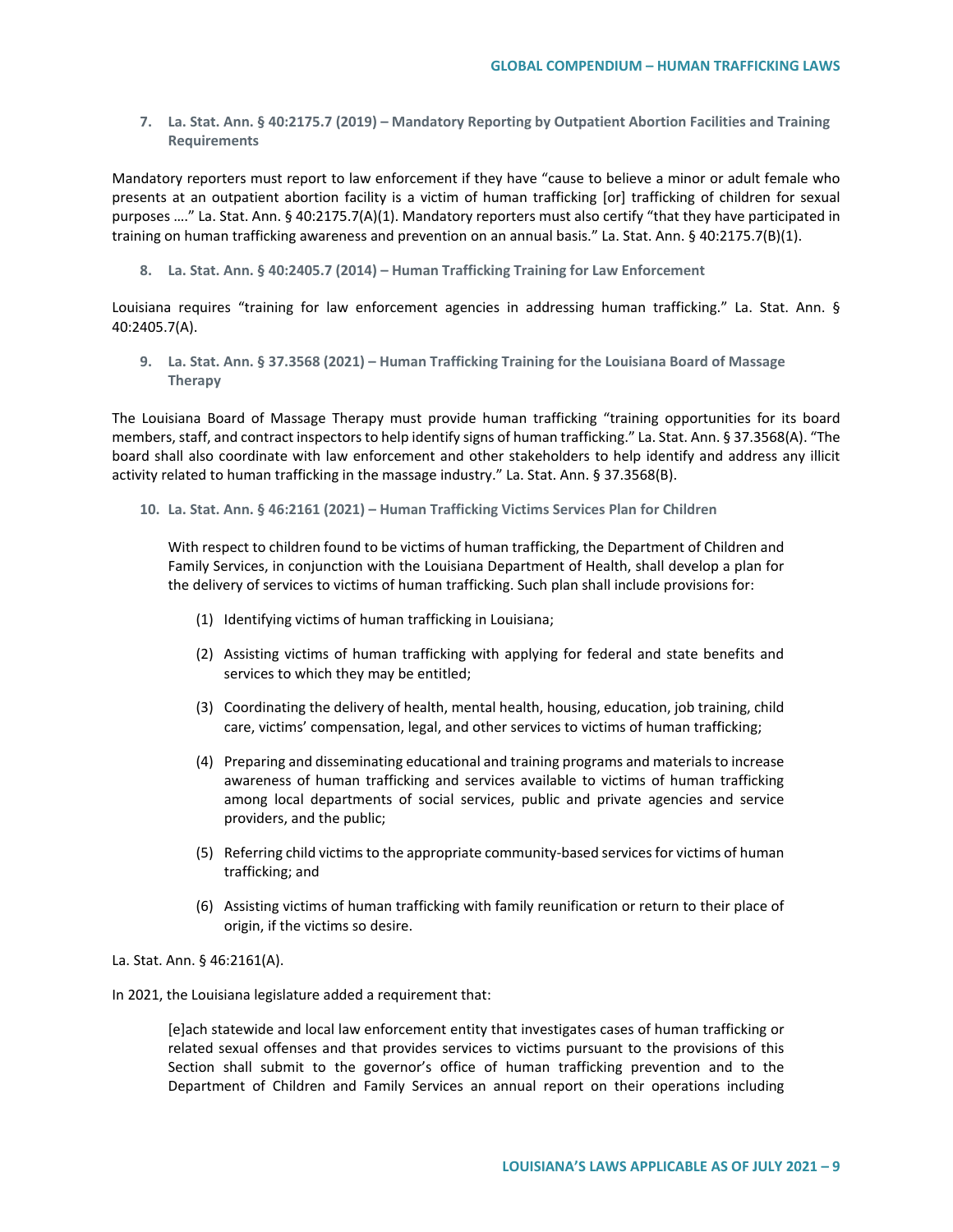**7. La. Stat. Ann. § 40:2175.7 (2019) – Mandatory Reporting by Outpatient Abortion Facilities and Training Requirements**

Mandatory reporters must report to law enforcement if they have "cause to believe a minor or adult female who presents at an outpatient abortion facility is a victim of human trafficking [or] trafficking of children for sexual purposes …." La. Stat. Ann. § 40:2175.7(A)(1). Mandatory reporters must also certify "that they have participated in training on human trafficking awareness and prevention on an annual basis." La. Stat. Ann. § 40:2175.7(B)(1).

**8. La. Stat. Ann. § 40:2405.7 (2014) – Human Trafficking Training for Law Enforcement**

Louisiana requires "training for law enforcement agencies in addressing human trafficking." La. Stat. Ann. § 40:2405.7(A).

**9. La. Stat. Ann. § 37.3568 (2021) – Human Trafficking Training for the Louisiana Board of Massage Therapy**

The Louisiana Board of Massage Therapy must provide human trafficking "training opportunities for its board members, staff, and contract inspectors to help identify signs of human trafficking." La. Stat. Ann. § 37.3568(A). "The board shall also coordinate with law enforcement and other stakeholders to help identify and address any illicit activity related to human trafficking in the massage industry." La. Stat. Ann. § 37.3568(B).

**10. La. Stat. Ann. § 46:2161 (2021) – Human Trafficking Victims Services Plan for Children**

> With respect to children found to be victims of human trafficking, the Department of Children and Family Services, in conjunction with the Louisiana Department of Health, shall develop a plan for the delivery of services to victims of human trafficking. Such plan shall include provisions for:
>
> (1) Identifying victims of human trafficking in Louisiana;
>
> (2) Assisting victims of human trafficking with applying for federal and state benefits and services to which they may be entitled;
>
> (3) Coordinating the delivery of health, mental health, housing, education, job training, child care, victims' compensation, legal, and other services to victims of human trafficking;
>
> (4) Preparing and disseminating educational and training programs and materials to increase awareness of human trafficking and services available to victims of human trafficking among local departments of social services, public and private agencies and service providers, and the public;
>
> (5) Referring child victims to the appropriate community-based services for victims of human trafficking; and
>
> (6) Assisting victims of human trafficking with family reunification or return to their place of origin, if the victims so desire.

La. Stat. Ann. § 46:2161(A).

In 2021, the Louisiana legislature added a requirement that:

> [e]ach statewide and local law enforcement entity that investigates cases of human trafficking or related sexual offenses and that provides services to victims pursuant to the provisions of this Section shall submit to the governor's office of human trafficking prevention and to the Department of Children and Family Services an annual report on their operations including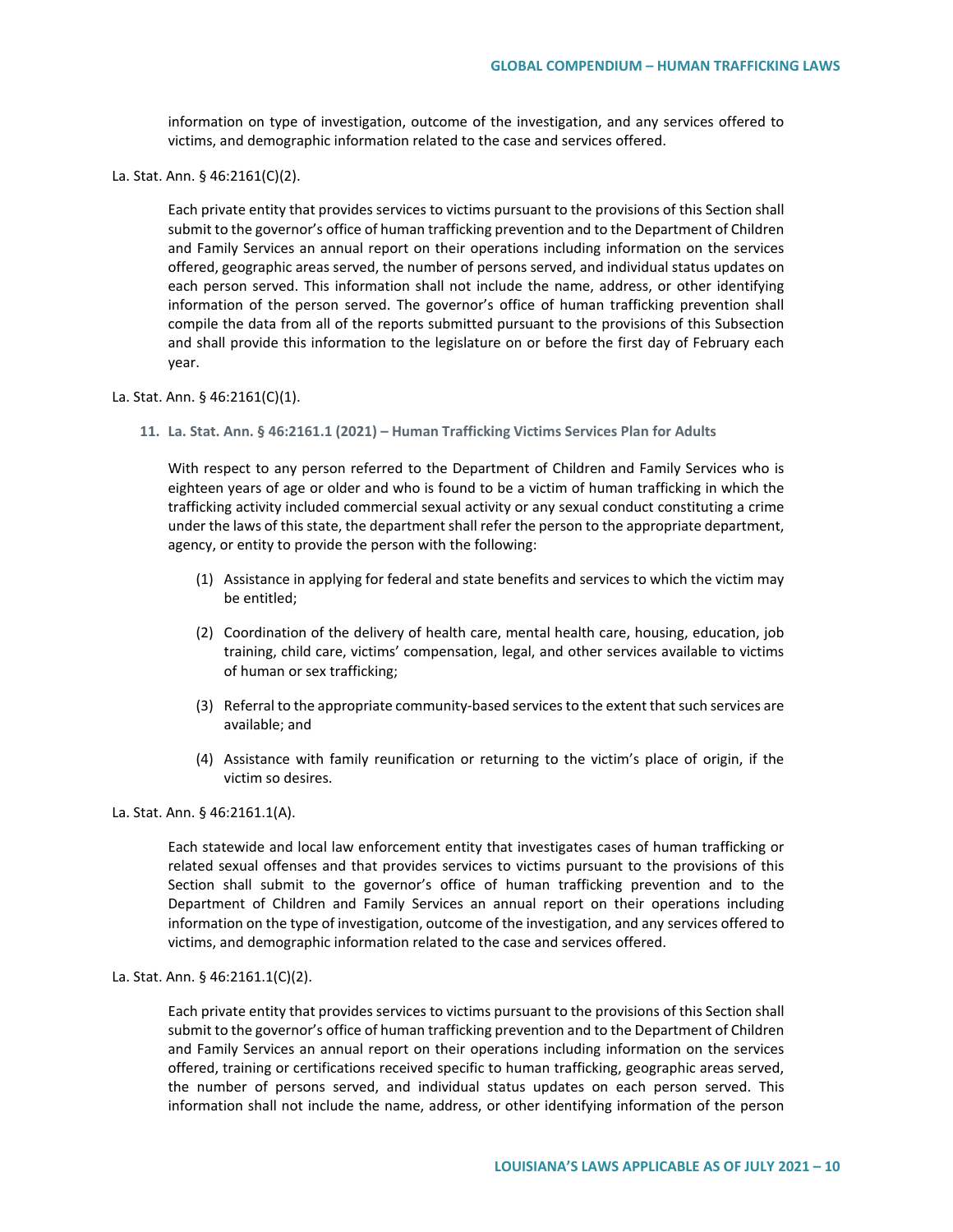information on type of investigation, outcome of the investigation, and any services offered to victims, and demographic information related to the case and services offered.

La. Stat. Ann. § 46:2161(C)(2).

> Each private entity that provides services to victims pursuant to the provisions of this Section shall submit to the governor's office of human trafficking prevention and to the Department of Children and Family Services an annual report on their operations including information on the services offered, geographic areas served, the number of persons served, and individual status updates on each person served. This information shall not include the name, address, or other identifying information of the person served. The governor's office of human trafficking prevention shall compile the data from all of the reports submitted pursuant to the provisions of this Subsection and shall provide this information to the legislature on or before the first day of February each year.

La. Stat. Ann. § 46:2161(C)(1).

**11. La. Stat. Ann. § 46:2161.1 (2021) – Human Trafficking Victims Services Plan for Adults**

> With respect to any person referred to the Department of Children and Family Services who is eighteen years of age or older and who is found to be a victim of human trafficking in which the trafficking activity included commercial sexual activity or any sexual conduct constituting a crime under the laws of this state, the department shall refer the person to the appropriate department, agency, or entity to provide the person with the following:
>
> (1) Assistance in applying for federal and state benefits and services to which the victim may be entitled;
>
> (2) Coordination of the delivery of health care, mental health care, housing, education, job training, child care, victims' compensation, legal, and other services available to victims of human or sex trafficking;
>
> (3) Referral to the appropriate community-based services to the extent that such services are available; and
>
> (4) Assistance with family reunification or returning to the victim's place of origin, if the victim so desires.

La. Stat. Ann. § 46:2161.1(A).

> Each statewide and local law enforcement entity that investigates cases of human trafficking or related sexual offenses and that provides services to victims pursuant to the provisions of this Section shall submit to the governor's office of human trafficking prevention and to the Department of Children and Family Services an annual report on their operations including information on the type of investigation, outcome of the investigation, and any services offered to victims, and demographic information related to the case and services offered.

La. Stat. Ann. § 46:2161.1(C)(2).

> Each private entity that provides services to victims pursuant to the provisions of this Section shall submit to the governor's office of human trafficking prevention and to the Department of Children and Family Services an annual report on their operations including information on the services offered, training or certifications received specific to human trafficking, geographic areas served, the number of persons served, and individual status updates on each person served. This information shall not include the name, address, or other identifying information of the person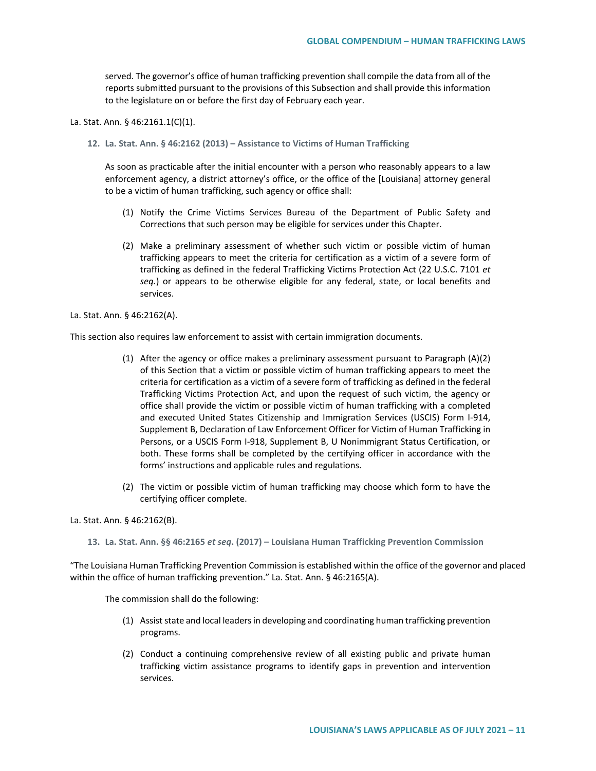served. The governor's office of human trafficking prevention shall compile the data from all of the reports submitted pursuant to the provisions of this Subsection and shall provide this information to the legislature on or before the first day of February each year.

La. Stat. Ann. § 46:2161.1(C)(1).

### 12. La. Stat. Ann. § 46:2162 (2013) – Assistance to Victims of Human Trafficking

As soon as practicable after the initial encounter with a person who reasonably appears to a law enforcement agency, a district attorney's office, or the office of the [Louisiana] attorney general to be a victim of human trafficking, such agency or office shall:

(1) Notify the Crime Victims Services Bureau of the Department of Public Safety and Corrections that such person may be eligible for services under this Chapter.

(2) Make a preliminary assessment of whether such victim or possible victim of human trafficking appears to meet the criteria for certification as a victim of a severe form of trafficking as defined in the federal Trafficking Victims Protection Act (22 U.S.C. 7101 *et seq.*) or appears to be otherwise eligible for any federal, state, or local benefits and services.

La. Stat. Ann. § 46:2162(A).

This section also requires law enforcement to assist with certain immigration documents.

(1) After the agency or office makes a preliminary assessment pursuant to Paragraph (A)(2) of this Section that a victim or possible victim of human trafficking appears to meet the criteria for certification as a victim of a severe form of trafficking as defined in the federal Trafficking Victims Protection Act, and upon the request of such victim, the agency or office shall provide the victim or possible victim of human trafficking with a completed and executed United States Citizenship and Immigration Services (USCIS) Form I-914, Supplement B, Declaration of Law Enforcement Officer for Victim of Human Trafficking in Persons, or a USCIS Form I-918, Supplement B, U Nonimmigrant Status Certification, or both. These forms shall be completed by the certifying officer in accordance with the forms' instructions and applicable rules and regulations.

(2) The victim or possible victim of human trafficking may choose which form to have the certifying officer complete.

La. Stat. Ann. § 46:2162(B).

### 13. La. Stat. Ann. §§ 46:2165 *et seq*. (2017) – Louisiana Human Trafficking Prevention Commission

"The Louisiana Human Trafficking Prevention Commission is established within the office of the governor and placed within the office of human trafficking prevention." La. Stat. Ann. § 46:2165(A).

The commission shall do the following:

(1) Assist state and local leaders in developing and coordinating human trafficking prevention programs.

(2) Conduct a continuing comprehensive review of all existing public and private human trafficking victim assistance programs to identify gaps in prevention and intervention services.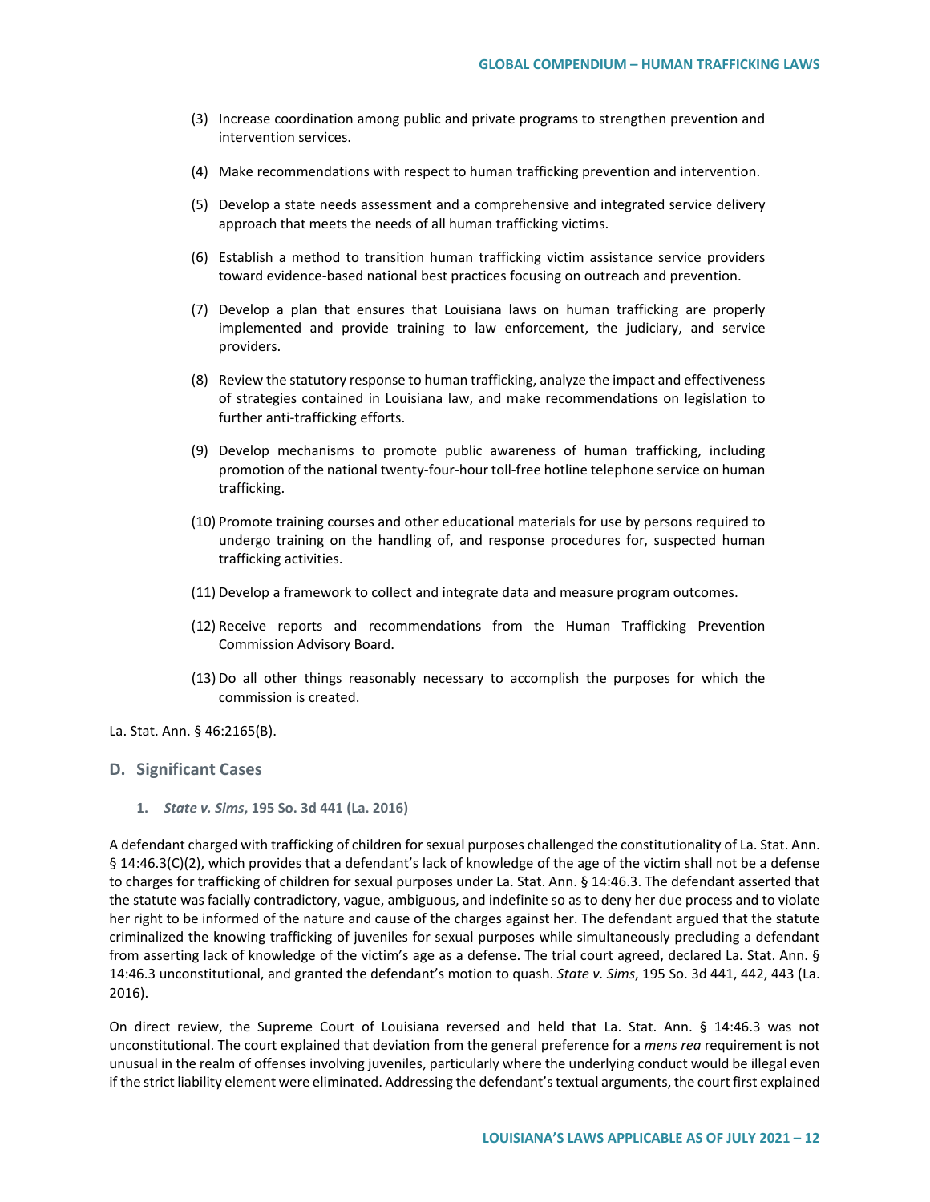(3) Increase coordination among public and private programs to strengthen prevention and intervention services.

(4) Make recommendations with respect to human trafficking prevention and intervention.

(5) Develop a state needs assessment and a comprehensive and integrated service delivery approach that meets the needs of all human trafficking victims.

(6) Establish a method to transition human trafficking victim assistance service providers toward evidence-based national best practices focusing on outreach and prevention.

(7) Develop a plan that ensures that Louisiana laws on human trafficking are properly implemented and provide training to law enforcement, the judiciary, and service providers.

(8) Review the statutory response to human trafficking, analyze the impact and effectiveness of strategies contained in Louisiana law, and make recommendations on legislation to further anti-trafficking efforts.

(9) Develop mechanisms to promote public awareness of human trafficking, including promotion of the national twenty-four-hour toll-free hotline telephone service on human trafficking.

(10) Promote training courses and other educational materials for use by persons required to undergo training on the handling of, and response procedures for, suspected human trafficking activities.

(11) Develop a framework to collect and integrate data and measure program outcomes.

(12) Receive reports and recommendations from the Human Trafficking Prevention Commission Advisory Board.

(13) Do all other things reasonably necessary to accomplish the purposes for which the commission is created.

La. Stat. Ann. § 46:2165(B).

## D. Significant Cases

### 1. *State v. Sims*, 195 So. 3d 441 (La. 2016)

A defendant charged with trafficking of children for sexual purposes challenged the constitutionality of La. Stat. Ann. § 14:46.3(C)(2), which provides that a defendant's lack of knowledge of the age of the victim shall not be a defense to charges for trafficking of children for sexual purposes under La. Stat. Ann. § 14:46.3. The defendant asserted that the statute was facially contradictory, vague, ambiguous, and indefinite so as to deny her due process and to violate her right to be informed of the nature and cause of the charges against her. The defendant argued that the statute criminalized the knowing trafficking of juveniles for sexual purposes while simultaneously precluding a defendant from asserting lack of knowledge of the victim's age as a defense. The trial court agreed, declared La. Stat. Ann. § 14:46.3 unconstitutional, and granted the defendant's motion to quash. *State v. Sims*, 195 So. 3d 441, 442, 443 (La. 2016).

On direct review, the Supreme Court of Louisiana reversed and held that La. Stat. Ann. § 14:46.3 was not unconstitutional. The court explained that deviation from the general preference for a *mens rea* requirement is not unusual in the realm of offenses involving juveniles, particularly where the underlying conduct would be illegal even if the strict liability element were eliminated. Addressing the defendant's textual arguments, the court first explained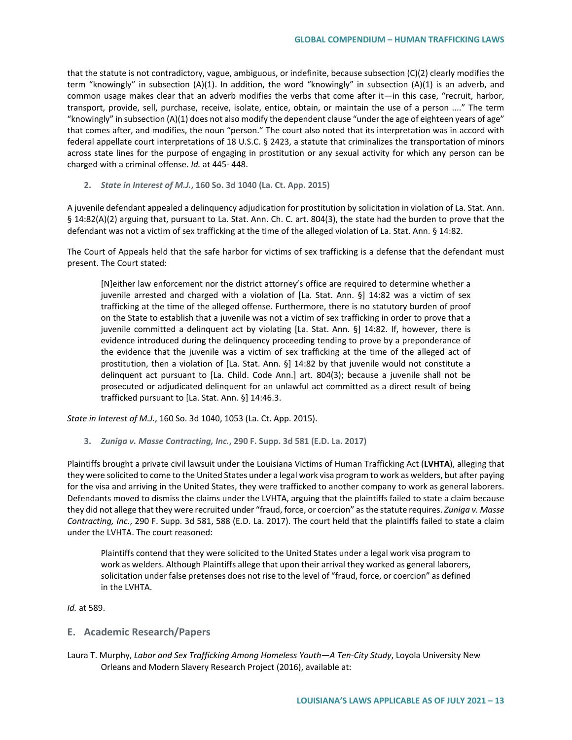that the statute is not contradictory, vague, ambiguous, or indefinite, because subsection (C)(2) clearly modifies the term "knowingly" in subsection (A)(1). In addition, the word "knowingly" in subsection (A)(1) is an adverb, and common usage makes clear that an adverb modifies the verbs that come after it—in this case, "recruit, harbor, transport, provide, sell, purchase, receive, isolate, entice, obtain, or maintain the use of a person ...." The term "knowingly" in subsection (A)(1) does not also modify the dependent clause "under the age of eighteen years of age" that comes after, and modifies, the noun "person." The court also noted that its interpretation was in accord with federal appellate court interpretations of 18 U.S.C. § 2423, a statute that criminalizes the transportation of minors across state lines for the purpose of engaging in prostitution or any sexual activity for which any person can be charged with a criminal offense. *Id.* at 445- 448.

**2. *State in Interest of M.J.*, 160 So. 3d 1040 (La. Ct. App. 2015)**

A juvenile defendant appealed a delinquency adjudication for prostitution by solicitation in violation of La. Stat. Ann. § 14:82(A)(2) arguing that, pursuant to La. Stat. Ann. Ch. C. art. 804(3), the state had the burden to prove that the defendant was not a victim of sex trafficking at the time of the alleged violation of La. Stat. Ann. § 14:82.

The Court of Appeals held that the safe harbor for victims of sex trafficking is a defense that the defendant must present. The Court stated:

> [N]either law enforcement nor the district attorney's office are required to determine whether a juvenile arrested and charged with a violation of [La. Stat. Ann. §] 14:82 was a victim of sex trafficking at the time of the alleged offense. Furthermore, there is no statutory burden of proof on the State to establish that a juvenile was not a victim of sex trafficking in order to prove that a juvenile committed a delinquent act by violating [La. Stat. Ann. §] 14:82. If, however, there is evidence introduced during the delinquency proceeding tending to prove by a preponderance of the evidence that the juvenile was a victim of sex trafficking at the time of the alleged act of prostitution, then a violation of [La. Stat. Ann. §] 14:82 by that juvenile would not constitute a delinquent act pursuant to [La. Child. Code Ann.] art. 804(3); because a juvenile shall not be prosecuted or adjudicated delinquent for an unlawful act committed as a direct result of being trafficked pursuant to [La. Stat. Ann. §] 14:46.3.

*State in Interest of M.J.*, 160 So. 3d 1040, 1053 (La. Ct. App. 2015).

**3. *Zuniga v. Masse Contracting, Inc.*, 290 F. Supp. 3d 581 (E.D. La. 2017)**

Plaintiffs brought a private civil lawsuit under the Louisiana Victims of Human Trafficking Act (**LVHTA**), alleging that they were solicited to come to the United States under a legal work visa program to work as welders, but after paying for the visa and arriving in the United States, they were trafficked to another company to work as general laborers. Defendants moved to dismiss the claims under the LVHTA, arguing that the plaintiffs failed to state a claim because they did not allege that they were recruited under "fraud, force, or coercion" as the statute requires. *Zuniga v. Masse Contracting, Inc.*, 290 F. Supp. 3d 581, 588 (E.D. La. 2017). The court held that the plaintiffs failed to state a claim under the LVHTA. The court reasoned:

> Plaintiffs contend that they were solicited to the United States under a legal work visa program to work as welders. Although Plaintiffs allege that upon their arrival they worked as general laborers, solicitation under false pretenses does not rise to the level of "fraud, force, or coercion" as defined in the LVHTA.

*Id.* at 589.

## E. Academic Research/Papers

Laura T. Murphy, *Labor and Sex Trafficking Among Homeless Youth—A Ten-City Study*, Loyola University New Orleans and Modern Slavery Research Project (2016), available at: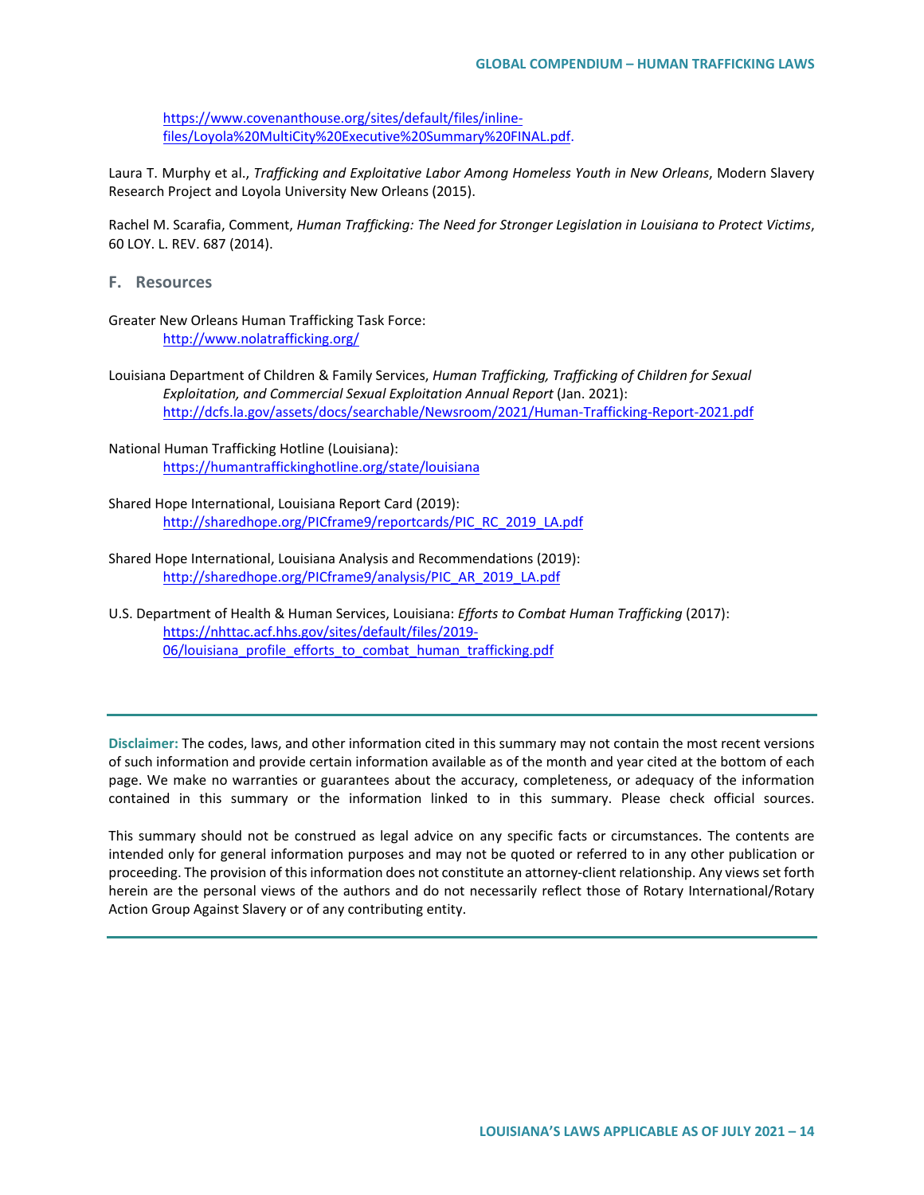https://www.covenanthouse.org/sites/default/files/inline-files/Loyola%20MultiCity%20Executive%20Summary%20FINAL.pdf.

Laura T. Murphy et al., *Trafficking and Exploitative Labor Among Homeless Youth in New Orleans*, Modern Slavery Research Project and Loyola University New Orleans (2015).

Rachel M. Scarafia, Comment, *Human Trafficking: The Need for Stronger Legislation in Louisiana to Protect Victims*, 60 LOY. L. REV. 687 (2014).

## F. Resources

Greater New Orleans Human Trafficking Task Force:
http://www.nolatrafficking.org/

Louisiana Department of Children & Family Services, *Human Trafficking, Trafficking of Children for Sexual Exploitation, and Commercial Sexual Exploitation Annual Report* (Jan. 2021):
http://dcfs.la.gov/assets/docs/searchable/Newsroom/2021/Human-Trafficking-Report-2021.pdf

National Human Trafficking Hotline (Louisiana):
https://humantraffickinghotline.org/state/louisiana

Shared Hope International, Louisiana Report Card (2019):
http://sharedhope.org/PICframe9/reportcards/PIC_RC_2019_LA.pdf

Shared Hope International, Louisiana Analysis and Recommendations (2019):
http://sharedhope.org/PICframe9/analysis/PIC_AR_2019_LA.pdf

U.S. Department of Health & Human Services, Louisiana: *Efforts to Combat Human Trafficking* (2017):
https://nhttac.acf.hhs.gov/sites/default/files/2019-06/louisiana_profile_efforts_to_combat_human_trafficking.pdf

---

**Disclaimer:** The codes, laws, and other information cited in this summary may not contain the most recent versions of such information and provide certain information available as of the month and year cited at the bottom of each page. We make no warranties or guarantees about the accuracy, completeness, or adequacy of the information contained in this summary or the information linked to in this summary. Please check official sources.

This summary should not be construed as legal advice on any specific facts or circumstances. The contents are intended only for general information purposes and may not be quoted or referred to in any other publication or proceeding. The provision of this information does not constitute an attorney-client relationship. Any views set forth herein are the personal views of the authors and do not necessarily reflect those of Rotary International/Rotary Action Group Against Slavery or of any contributing entity.

---